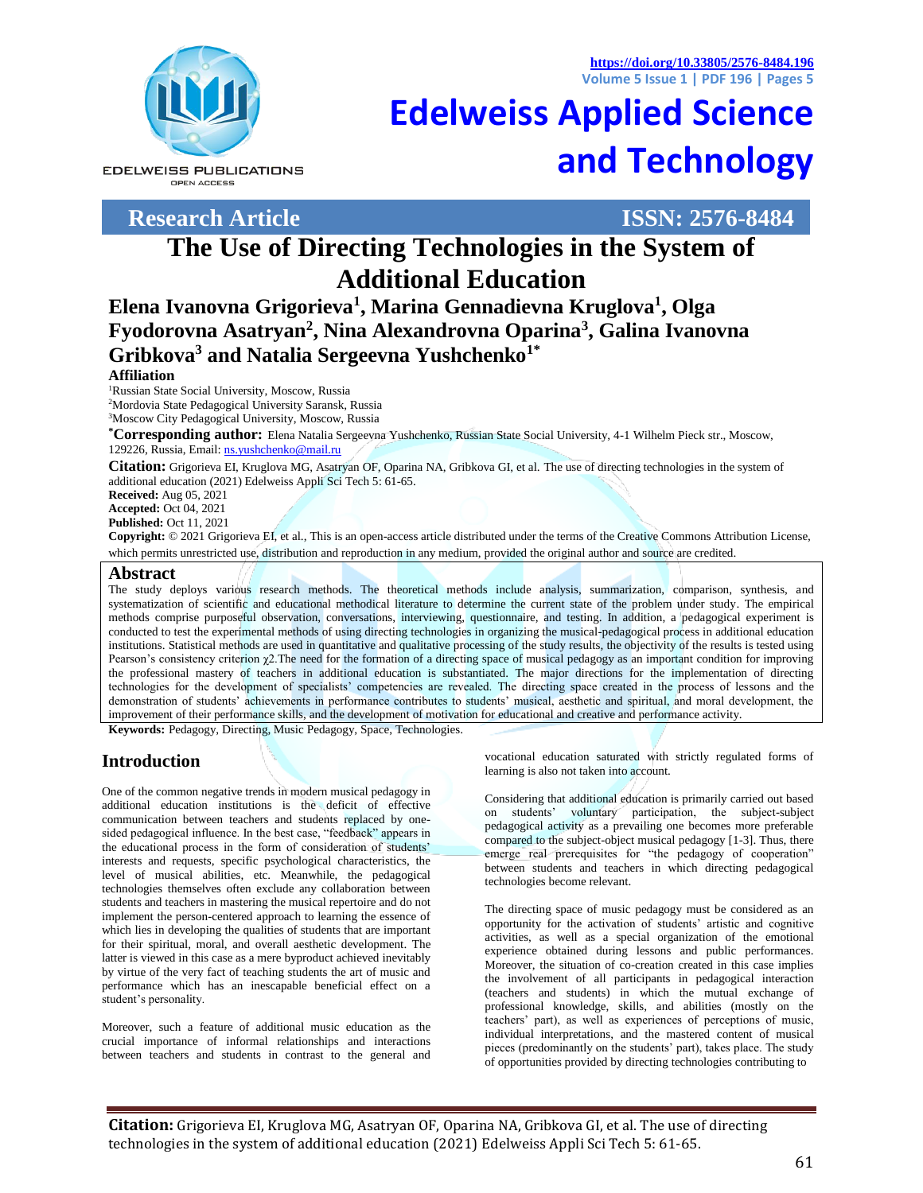# The Use of Directing Technologies in the System of Additional Education

**Research Article**

**ISSN: 2576-8484**

**Elena Ivanovna Grigorieva[1], Marina Gennadievna Kruglova[1], Olga Fyodorovna Asatryan[2], Nina Alexandrovna Oparina[3], Galina Ivanovna Gribkova[3] and Natalia Sergeevna Yushchenko[1*]**

**Affiliation**

[1]Russian State Social University, Moscow, Russia

[2]Mordovia State Pedagogical University Saransk, Russia

[3]Moscow City Pedagogical University, Moscow, Russia

**[*]Corresponding author:** Elena Natalia Sergeevna Yushchenko, Russian State Social University, 4-1 Wilhelm Pieck str., Moscow, 129226, Russia, Email: ns.yushchenko@mail.ru

**Citation:** Grigorieva EI, Kruglova MG, Asatryan OF, Oparina NA, Gribkova GI, et al. The use of directing technologies in the system of additional education (2021) Edelweiss Appli Sci Tech 5: 61-65.

**Received:** Aug 05, 2021

**Accepted:** Oct 04, 2021

**Published:** Oct 11, 2021

**Copyright:** © 2021 Grigorieva EI, et al., This is an open-access article distributed under the terms of the Creative Commons Attribution License, which permits unrestricted use, distribution and reproduction in any medium, provided the original author and source are credited.

## Abstract

The study deploys various research methods. The theoretical methods include analysis, summarization, comparison, synthesis, and systematization of scientific and educational methodical literature to determine the current state of the problem under study. The empirical methods comprise purposeful observation, conversations, interviewing, questionnaire, and testing. In addition, a pedagogical experiment is conducted to test the experimental methods of using directing technologies in organizing the musical-pedagogical process in additional education institutions. Statistical methods are used in quantitative and qualitative processing of the study results, the objectivity of the results is tested using Pearson's consistency criterion $\chi 2$.The need for the formation of a directing space of musical pedagogy as an important condition for improving the professional mastery of teachers in additional education is substantiated. The major directions for the implementation of directing technologies for the development of specialists' competencies are revealed. The directing space created in the process of lessons and the demonstration of students' achievements in performance contributes to students' musical, aesthetic and spiritual, and moral development, the improvement of their performance skills, and the development of motivation for educational and creative and performance activity.

**Keywords:** Pedagogy, Directing, Music Pedagogy, Space, Technologies.

## Introduction

One of the common negative trends in modern musical pedagogy in additional education institutions is the deficit of effective communication between teachers and students replaced by one-sided pedagogical influence. In the best case, "feedback" appears in the educational process in the form of consideration of students' interests and requests, specific psychological characteristics, the level of musical abilities, etc. Meanwhile, the pedagogical technologies themselves often exclude any collaboration between students and teachers in mastering the musical repertoire and do not implement the person-centered approach to learning the essence of which lies in developing the qualities of students that are important for their spiritual, moral, and overall aesthetic development. The latter is viewed in this case as a mere byproduct achieved inevitably by virtue of the very fact of teaching students the art of music and performance which has an inescapable beneficial effect on a student's personality.

Moreover, such a feature of additional music education as the crucial importance of informal relationships and interactions between teachers and students in contrast to the general and vocational education saturated with strictly regulated forms of learning is also not taken into account.

Considering that additional education is primarily carried out based on students' voluntary participation, the subject-subject pedagogical activity as a prevailing one becomes more preferable compared to the subject-object musical pedagogy [1-3]. Thus, there emerge real prerequisites for "the pedagogy of cooperation" between students and teachers in which directing pedagogical technologies become relevant.

The directing space of music pedagogy must be considered as an opportunity for the activation of students' artistic and cognitive activities, as well as a special organization of the emotional experience obtained during lessons and public performances. Moreover, the situation of co-creation created in this case implies the involvement of all participants in pedagogical interaction (teachers and students) in which the mutual exchange of professional knowledge, skills, and abilities (mostly on the teachers' part), as well as experiences of perceptions of music, individual interpretations, and the mastered content of musical pieces (predominantly on the students' part), takes place. The study of opportunities provided by directing technologies contributing to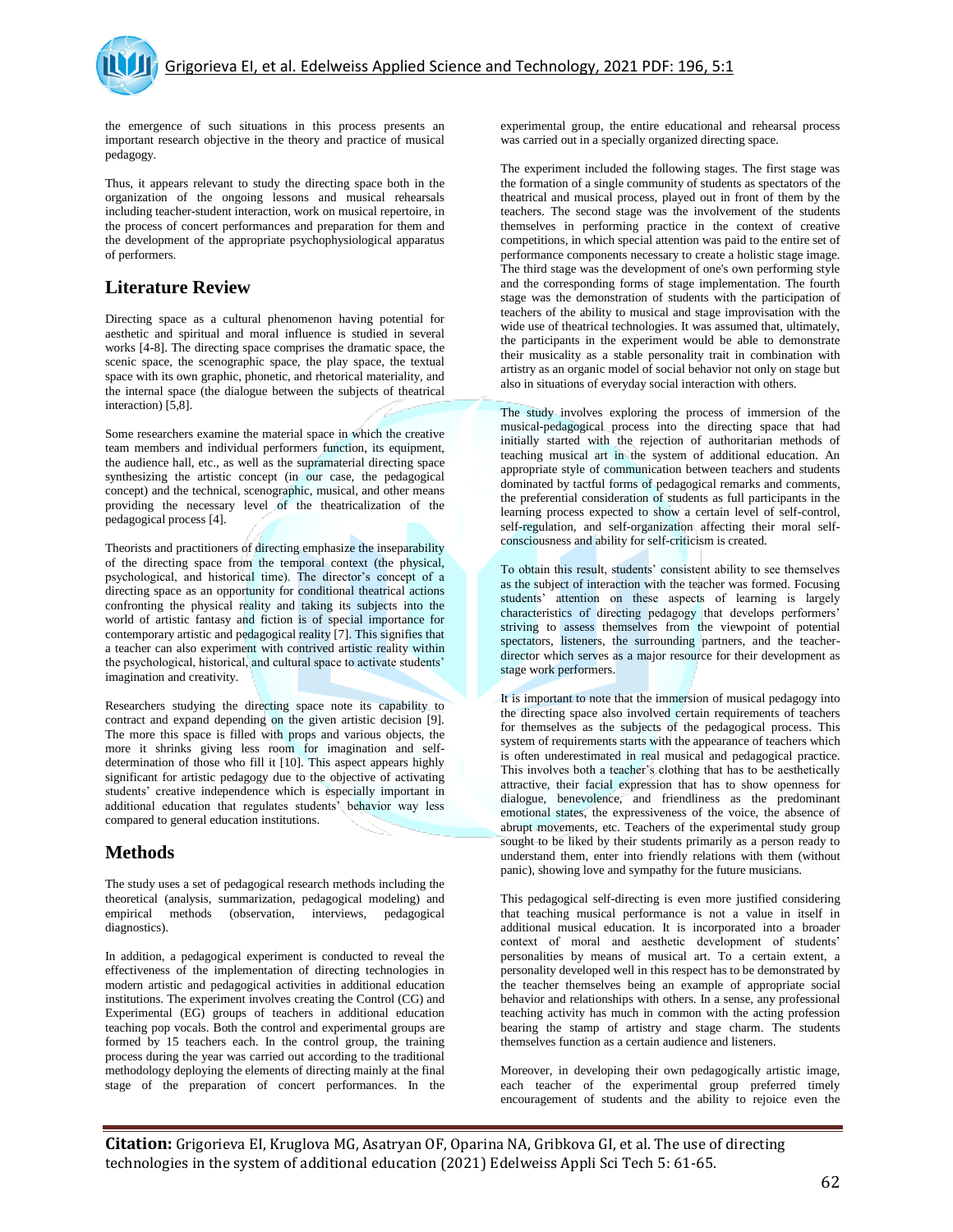the emergence of such situations in this process presents an important research objective in the theory and practice of musical pedagogy.

Thus, it appears relevant to study the directing space both in the organization of the ongoing lessons and musical rehearsals including teacher-student interaction, work on musical repertoire, in the process of concert performances and preparation for them and the development of the appropriate psychophysiological apparatus of performers.

## Literature Review

Directing space as a cultural phenomenon having potential for aesthetic and spiritual and moral influence is studied in several works [4-8]. The directing space comprises the dramatic space, the scenic space, the scenographic space, the play space, the textual space with its own graphic, phonetic, and rhetorical materiality, and the internal space (the dialogue between the subjects of theatrical interaction) [5,8].

Some researchers examine the material space in which the creative team members and individual performers function, its equipment, the audience hall, etc., as well as the supramaterial directing space synthesizing the artistic concept (in our case, the pedagogical concept) and the technical, scenographic, musical, and other means providing the necessary level of the theatricalization of the pedagogical process [4].

Theorists and practitioners of directing emphasize the inseparability of the directing space from the temporal context (the physical, psychological, and historical time). The director's concept of a directing space as an opportunity for conditional theatrical actions confronting the physical reality and taking its subjects into the world of artistic fantasy and fiction is of special importance for contemporary artistic and pedagogical reality [7]. This signifies that a teacher can also experiment with contrived artistic reality within the psychological, historical, and cultural space to activate students' imagination and creativity.

Researchers studying the directing space note its capability to contract and expand depending on the given artistic decision [9]. The more this space is filled with props and various objects, the more it shrinks giving less room for imagination and self-determination of those who fill it [10]. This aspect appears highly significant for artistic pedagogy due to the objective of activating students' creative independence which is especially important in additional education that regulates students' behavior way less compared to general education institutions.

## Methods

The study uses a set of pedagogical research methods including the theoretical (analysis, summarization, pedagogical modeling) and empirical methods (observation, interviews, pedagogical diagnostics).

In addition, a pedagogical experiment is conducted to reveal the effectiveness of the implementation of directing technologies in modern artistic and pedagogical activities in additional education institutions. The experiment involves creating the Control (CG) and Experimental (EG) groups of teachers in additional education teaching pop vocals. Both the control and experimental groups are formed by 15 teachers each. In the control group, the training process during the year was carried out according to the traditional methodology deploying the elements of directing mainly at the final stage of the preparation of concert performances. In the experimental group, the entire educational and rehearsal process was carried out in a specially organized directing space.

The experiment included the following stages. The first stage was the formation of a single community of students as spectators of the theatrical and musical process, played out in front of them by the teachers. The second stage was the involvement of the students themselves in performing practice in the context of creative competitions, in which special attention was paid to the entire set of performance components necessary to create a holistic stage image. The third stage was the development of one's own performing style and the corresponding forms of stage implementation. The fourth stage was the demonstration of students with the participation of teachers of the ability to musical and stage improvisation with the wide use of theatrical technologies. It was assumed that, ultimately, the participants in the experiment would be able to demonstrate their musicality as a stable personality trait in combination with artistry as an organic model of social behavior not only on stage but also in situations of everyday social interaction with others.

The study involves exploring the process of immersion of the musical-pedagogical process into the directing space that had initially started with the rejection of authoritarian methods of teaching musical art in the system of additional education. An appropriate style of communication between teachers and students dominated by tactful forms of pedagogical remarks and comments, the preferential consideration of students as full participants in the learning process expected to show a certain level of self-control, self-regulation, and self-organization affecting their moral self-consciousness and ability for self-criticism is created.

To obtain this result, students' consistent ability to see themselves as the subject of interaction with the teacher was formed. Focusing students' attention on these aspects of learning is largely characteristics of directing pedagogy that develops performers' striving to assess themselves from the viewpoint of potential spectators, listeners, the surrounding partners, and the teacher-director which serves as a major resource for their development as stage work performers.

It is important to note that the immersion of musical pedagogy into the directing space also involved certain requirements of teachers for themselves as the subjects of the pedagogical process. This system of requirements starts with the appearance of teachers which is often underestimated in real musical and pedagogical practice. This involves both a teacher's clothing that has to be aesthetically attractive, their facial expression that has to show openness for dialogue, benevolence, and friendliness as the predominant emotional states, the expressiveness of the voice, the absence of abrupt movements, etc. Teachers of the experimental study group sought to be liked by their students primarily as a person ready to understand them, enter into friendly relations with them (without panic), showing love and sympathy for the future musicians.

This pedagogical self-directing is even more justified considering that teaching musical performance is not a value in itself in additional musical education. It is incorporated into a broader context of moral and aesthetic development of students' personalities by means of musical art. To a certain extent, a personality developed well in this respect has to be demonstrated by the teacher themselves being an example of appropriate social behavior and relationships with others. In a sense, any professional teaching activity has much in common with the acting profession bearing the stamp of artistry and stage charm. The students themselves function as a certain audience and listeners.

Moreover, in developing their own pedagogically artistic image, each teacher of the experimental group preferred timely encouragement of students and the ability to rejoice even the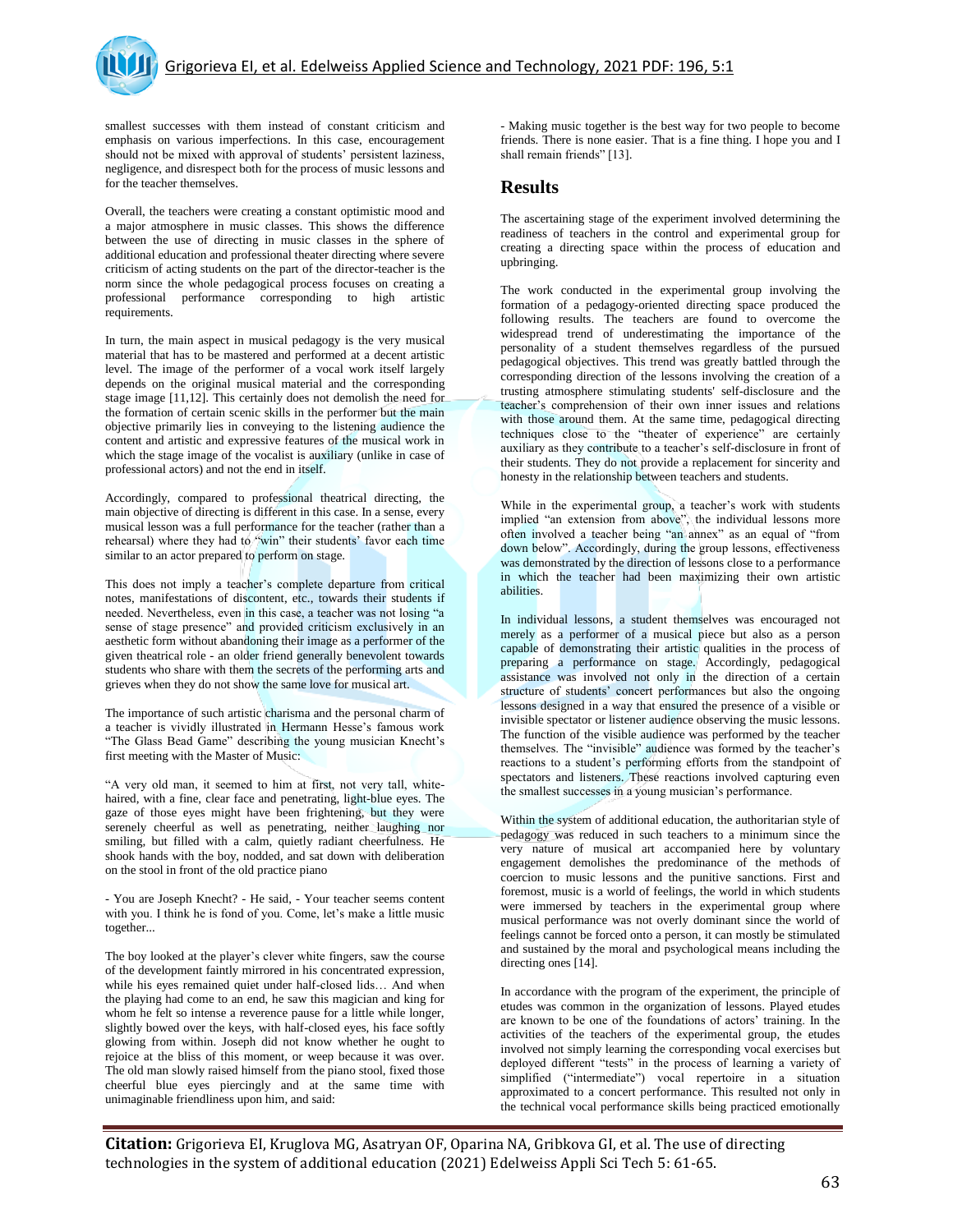smallest successes with them instead of constant criticism and emphasis on various imperfections. In this case, encouragement should not be mixed with approval of students' persistent laziness, negligence, and disrespect both for the process of music lessons and for the teacher themselves.

Overall, the teachers were creating a constant optimistic mood and a major atmosphere in music classes. This shows the difference between the use of directing in music classes in the sphere of additional education and professional theater directing where severe criticism of acting students on the part of the director-teacher is the norm since the whole pedagogical process focuses on creating a professional performance corresponding to high artistic requirements.

In turn, the main aspect in musical pedagogy is the very musical material that has to be mastered and performed at a decent artistic level. The image of the performer of a vocal work itself largely depends on the original musical material and the corresponding stage image [11,12]. This certainly does not demolish the need for the formation of certain scenic skills in the performer but the main objective primarily lies in conveying to the listening audience the content and artistic and expressive features of the musical work in which the stage image of the vocalist is auxiliary (unlike in case of professional actors) and not the end in itself.

Accordingly, compared to professional theatrical directing, the main objective of directing is different in this case. In a sense, every musical lesson was a full performance for the teacher (rather than a rehearsal) where they had to "win" their students' favor each time similar to an actor prepared to perform on stage.

This does not imply a teacher's complete departure from critical notes, manifestations of discontent, etc., towards their students if needed. Nevertheless, even in this case, a teacher was not losing "a sense of stage presence" and provided criticism exclusively in an aesthetic form without abandoning their image as a performer of the given theatrical role - an older friend generally benevolent towards students who share with them the secrets of the performing arts and grieves when they do not show the same love for musical art.

The importance of such artistic charisma and the personal charm of a teacher is vividly illustrated in Hermann Hesse's famous work "The Glass Bead Game" describing the young musician Knecht's first meeting with the Master of Music:

"A very old man, it seemed to him at first, not very tall, white-haired, with a fine, clear face and penetrating, light-blue eyes. The gaze of those eyes might have been frightening, but they were serenely cheerful as well as penetrating, neither laughing nor smiling, but filled with a calm, quietly radiant cheerfulness. He shook hands with the boy, nodded, and sat down with deliberation on the stool in front of the old practice piano

- You are Joseph Knecht? - He said, - Your teacher seems content with you. I think he is fond of you. Come, let's make a little music together...

The boy looked at the player's clever white fingers, saw the course of the development faintly mirrored in his concentrated expression, while his eyes remained quiet under half-closed lids… And when the playing had come to an end, he saw this magician and king for whom he felt so intense a reverence pause for a little while longer, slightly bowed over the keys, with half-closed eyes, his face softly glowing from within. Joseph did not know whether he ought to rejoice at the bliss of this moment, or weep because it was over. The old man slowly raised himself from the piano stool, fixed those cheerful blue eyes piercingly and at the same time with unimaginable friendliness upon him, and said:

- Making music together is the best way for two people to become friends. There is none easier. That is a fine thing. I hope you and I shall remain friends" [13].

## Results

The ascertaining stage of the experiment involved determining the readiness of teachers in the control and experimental group for creating a directing space within the process of education and upbringing.

The work conducted in the experimental group involving the formation of a pedagogy-oriented directing space produced the following results. The teachers are found to overcome the widespread trend of underestimating the importance of the personality of a student themselves regardless of the pursued pedagogical objectives. This trend was greatly battled through the corresponding direction of the lessons involving the creation of a trusting atmosphere stimulating students' self-disclosure and the teacher's comprehension of their own inner issues and relations with those around them. At the same time, pedagogical directing techniques close to the "theater of experience" are certainly auxiliary as they contribute to a teacher's self-disclosure in front of their students. They do not provide a replacement for sincerity and honesty in the relationship between teachers and students.

While in the experimental group, a teacher's work with students implied "an extension from above", the individual lessons more often involved a teacher being "an annex" as an equal of "from down below". Accordingly, during the group lessons, effectiveness was demonstrated by the direction of lessons close to a performance in which the teacher had been maximizing their own artistic abilities.

In individual lessons, a student themselves was encouraged not merely as a performer of a musical piece but also as a person capable of demonstrating their artistic qualities in the process of preparing a performance on stage. Accordingly, pedagogical assistance was involved not only in the direction of a certain structure of students' concert performances but also the ongoing lessons designed in a way that ensured the presence of a visible or invisible spectator or listener audience observing the music lessons. The function of the visible audience was performed by the teacher themselves. The "invisible" audience was formed by the teacher's reactions to a student's performing efforts from the standpoint of spectators and listeners. These reactions involved capturing even the smallest successes in a young musician's performance.

Within the system of additional education, the authoritarian style of pedagogy was reduced in such teachers to a minimum since the very nature of musical art accompanied here by voluntary engagement demolishes the predominance of the methods of coercion to music lessons and the punitive sanctions. First and foremost, music is a world of feelings, the world in which students were immersed by teachers in the experimental group where musical performance was not overly dominant since the world of feelings cannot be forced onto a person, it can mostly be stimulated and sustained by the moral and psychological means including the directing ones [14].

In accordance with the program of the experiment, the principle of etudes was common in the organization of lessons. Played etudes are known to be one of the foundations of actors' training. In the activities of the teachers of the experimental group, the etudes involved not simply learning the corresponding vocal exercises but deployed different "tests" in the process of learning a variety of simplified ("intermediate") vocal repertoire in a situation approximated to a concert performance. This resulted not only in the technical vocal performance skills being practiced emotionally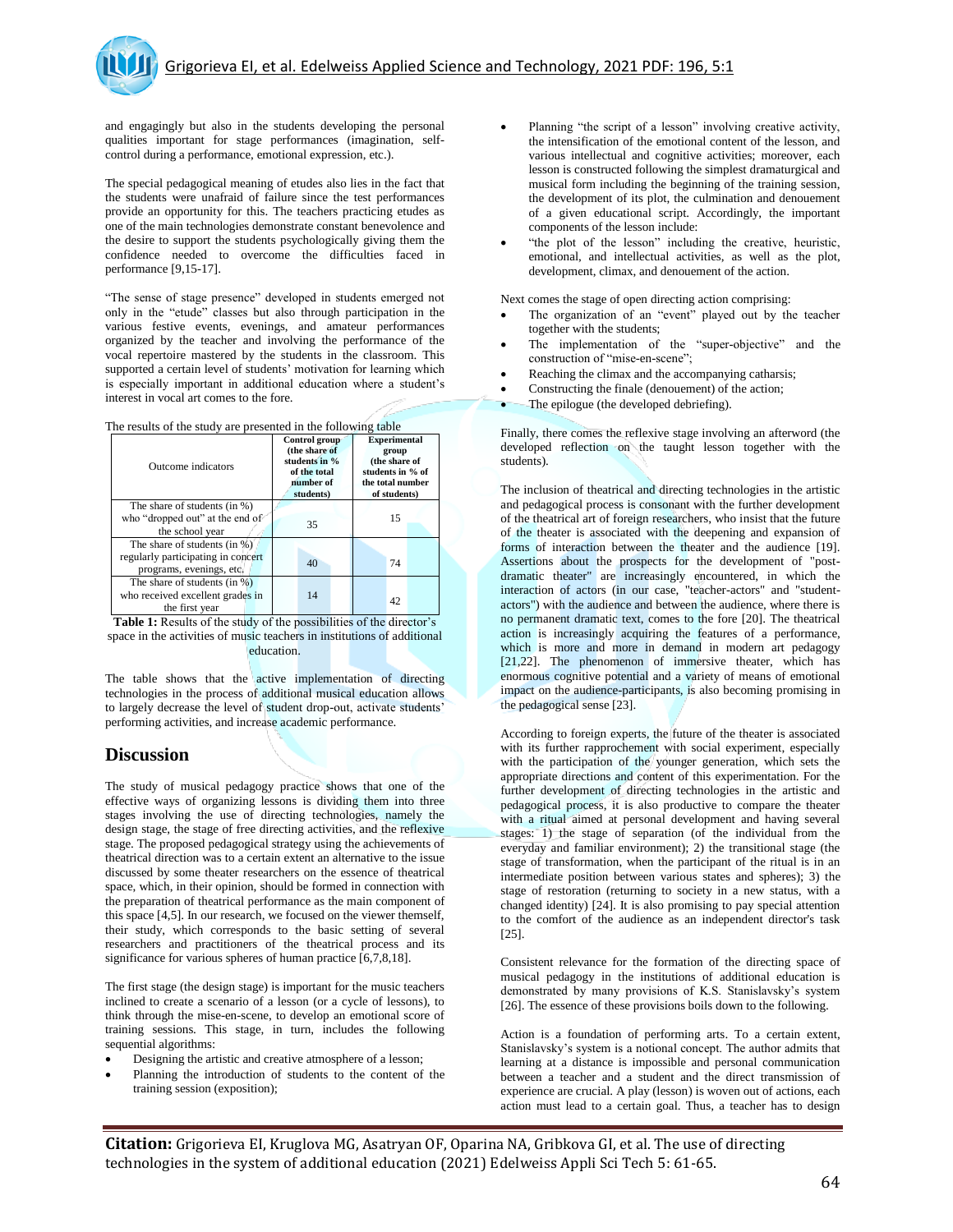and engagingly but also in the students developing the personal qualities important for stage performances (imagination, self-control during a performance, emotional expression, etc.).

The special pedagogical meaning of etudes also lies in the fact that the students were unafraid of failure since the test performances provide an opportunity for this. The teachers practicing etudes as one of the main technologies demonstrate constant benevolence and the desire to support the students psychologically giving them the confidence needed to overcome the difficulties faced in performance [9,15-17].

"The sense of stage presence" developed in students emerged not only in the "etude" classes but also through participation in the various festive events, evenings, and amateur performances organized by the teacher and involving the performance of the vocal repertoire mastered by the students in the classroom. This supported a certain level of students' motivation for learning which is especially important in additional education where a student's interest in vocal art comes to the fore.

The results of the study are presented in the following table

| Outcome indicators | Control group (the share of students in % of the total number of students) | Experimental group (the share of students in % of the total number of students) |
|---|---|---|
| The share of students (in %) who "dropped out" at the end of the school year | 35 | 15 |
| The share of students (in %) regularly participating in concert programs, evenings, etc. | 40 | 74 |
| The share of students (in %) who received excellent grades in the first year | 14 | 42 |

**Table 1:** Results of the study of the possibilities of the director's space in the activities of music teachers in institutions of additional education.

The table shows that the active implementation of directing technologies in the process of additional musical education allows to largely decrease the level of student drop-out, activate students' performing activities, and increase academic performance.

## Discussion

The study of musical pedagogy practice shows that one of the effective ways of organizing lessons is dividing them into three stages involving the use of directing technologies, namely the design stage, the stage of free directing activities, and the reflexive stage. The proposed pedagogical strategy using the achievements of theatrical direction was to a certain extent an alternative to the issue discussed by some theater researchers on the essence of theatrical space, which, in their opinion, should be formed in connection with the preparation of theatrical performance as the main component of this space [4,5]. In our research, we focused on the viewer themself, their study, which corresponds to the basic setting of several researchers and practitioners of the theatrical process and its significance for various spheres of human practice [6,7,8,18].

The first stage (the design stage) is important for the music teachers inclined to create a scenario of a lesson (or a cycle of lessons), to think through the mise-en-scene, to develop an emotional score of training sessions. This stage, in turn, includes the following sequential algorithms:

- Designing the artistic and creative atmosphere of a lesson;
- Planning the introduction of students to the content of the training session (exposition);
- Planning "the script of a lesson" involving creative activity, the intensification of the emotional content of the lesson, and various intellectual and cognitive activities; moreover, each lesson is constructed following the simplest dramaturgical and musical form including the beginning of the training session, the development of its plot, the culmination and denouement of a given educational script. Accordingly, the important components of the lesson include:
- "the plot of the lesson" including the creative, heuristic, emotional, and intellectual activities, as well as the plot, development, climax, and denouement of the action.

Next comes the stage of open directing action comprising:

- The organization of an "event" played out by the teacher together with the students;
- The implementation of the "super-objective" and the construction of "mise-en-scene";
- Reaching the climax and the accompanying catharsis;
- Constructing the finale (denouement) of the action;
- The epilogue (the developed debriefing).

Finally, there comes the reflexive stage involving an afterword (the developed reflection on the taught lesson together with the students).

The inclusion of theatrical and directing technologies in the artistic and pedagogical process is consonant with the further development of the theatrical art of foreign researchers, who insist that the future of the theater is associated with the deepening and expansion of forms of interaction between the theater and the audience [19]. Assertions about the prospects for the development of "post-dramatic theater" are increasingly encountered, in which the interaction of actors (in our case, "teacher-actors" and "student-actors") with the audience and between the audience, where there is no permanent dramatic text, comes to the fore [20]. The theatrical action is increasingly acquiring the features of a performance, which is more and more in demand in modern art pedagogy [21,22]. The phenomenon of immersive theater, which has enormous cognitive potential and a variety of means of emotional impact on the audience-participants, is also becoming promising in the pedagogical sense [23].

According to foreign experts, the future of the theater is associated with its further rapprochement with social experiment, especially with the participation of the younger generation, which sets the appropriate directions and content of this experimentation. For the further development of directing technologies in the artistic and pedagogical process, it is also productive to compare the theater with a ritual aimed at personal development and having several stages: 1) the stage of separation (of the individual from the everyday and familiar environment); 2) the transitional stage (the stage of transformation, when the participant of the ritual is in an intermediate position between various states and spheres); 3) the stage of restoration (returning to society in a new status, with a changed identity) [24]. It is also promising to pay special attention to the comfort of the audience as an independent director's task [25].

Consistent relevance for the formation of the directing space of musical pedagogy in the institutions of additional education is demonstrated by many provisions of K.S. Stanislavsky's system [26]. The essence of these provisions boils down to the following.

Action is a foundation of performing arts. To a certain extent, Stanislavsky's system is a notional concept. The author admits that learning at a distance is impossible and personal communication between a teacher and a student and the direct transmission of experience are crucial. A play (lesson) is woven out of actions, each action must lead to a certain goal. Thus, a teacher has to design

**Citation:** Grigorieva EI, Kruglova MG, Asatryan OF, Oparina NA, Gribkova GI, et al. The use of directing technologies in the system of additional education (2021) Edelweiss Appli Sci Tech 5: 61-65.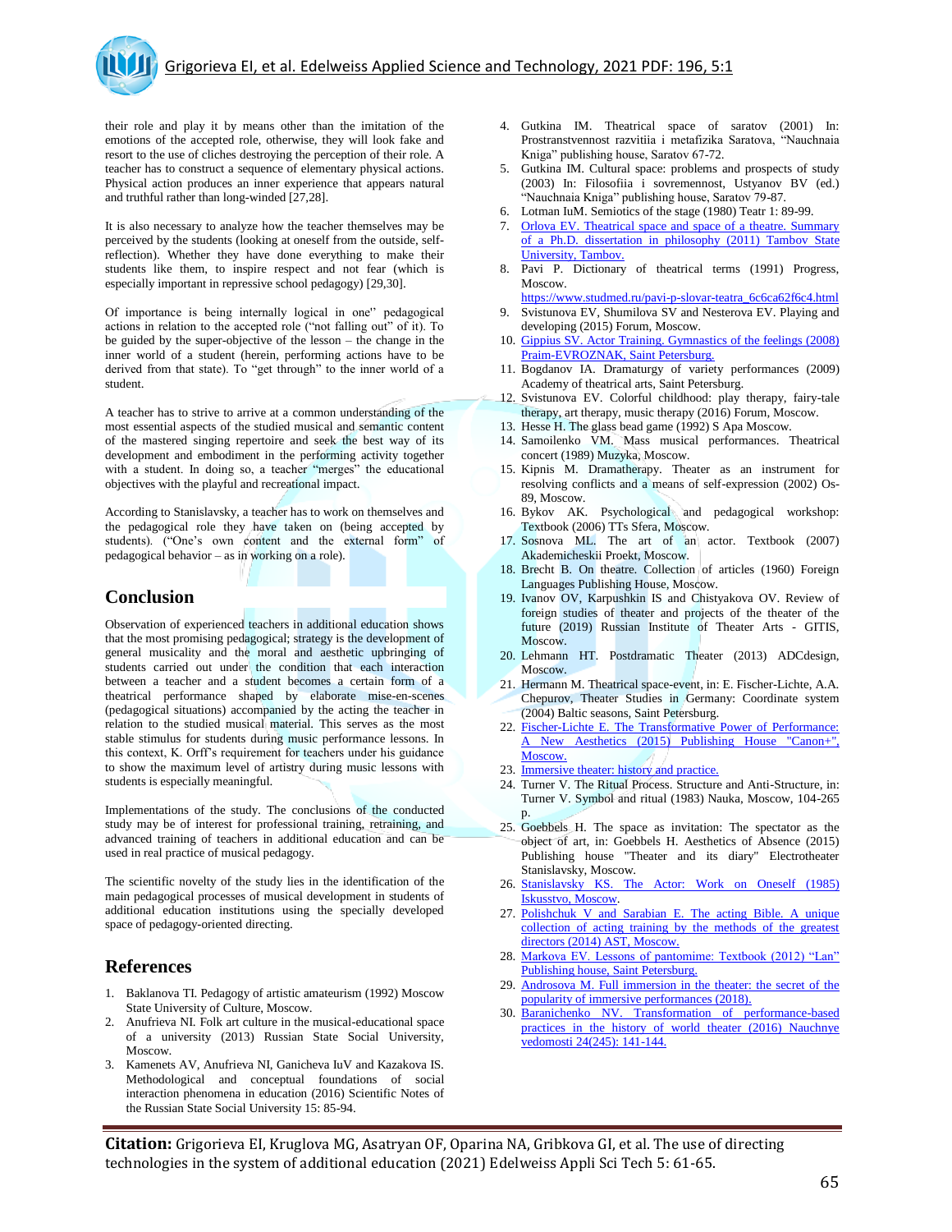their role and play it by means other than the imitation of the emotions of the accepted role, otherwise, they will look fake and resort to the use of cliches destroying the perception of their role. A teacher has to construct a sequence of elementary physical actions. Physical action produces an inner experience that appears natural and truthful rather than long-winded [27,28].

It is also necessary to analyze how the teacher themselves may be perceived by the students (looking at oneself from the outside, self-reflection). Whether they have done everything to make their students like them, to inspire respect and not fear (which is especially important in repressive school pedagogy) [29,30].

Of importance is being internally logical in one'' pedagogical actions in relation to the accepted role ("not falling out" of it). To be guided by the super-objective of the lesson – the change in the inner world of a student (herein, performing actions have to be derived from that state). To "get through" to the inner world of a student.

A teacher has to strive to arrive at a common understanding of the most essential aspects of the studied musical and semantic content of the mastered singing repertoire and seek the best way of its development and embodiment in the performing activity together with a student. In doing so, a teacher "merges" the educational objectives with the playful and recreational impact.

According to Stanislavsky, a teacher has to work on themselves and the pedagogical role they have taken on (being accepted by students). ("One's own content and the external form" of pedagogical behavior – as in working on a role).

## Conclusion

Observation of experienced teachers in additional education shows that the most promising pedagogical; strategy is the development of general musicality and the moral and aesthetic upbringing of students carried out under the condition that each interaction between a teacher and a student becomes a certain form of a theatrical performance shaped by elaborate mise-en-scenes (pedagogical situations) accompanied by the acting the teacher in relation to the studied musical material. This serves as the most stable stimulus for students during music performance lessons. In this context, K. Orff's requirement for teachers under his guidance to show the maximum level of artistry during music lessons with students is especially meaningful.

Implementations of the study. The conclusions of the conducted study may be of interest for professional training, retraining, and advanced training of teachers in additional education and can be used in real practice of musical pedagogy.

The scientific novelty of the study lies in the identification of the main pedagogical processes of musical development in students of additional education institutions using the specially developed space of pedagogy-oriented directing.

## References

1. Baklanova TI. Pedagogy of artistic amateurism (1992) Moscow State University of Culture, Moscow.
2. Anufrieva NI. Folk art culture in the musical-educational space of a university (2013) Russian State Social University, Moscow.
3. Kamenets AV, Anufrieva NI, Ganicheva IuV and Kazakova IS. Methodological and conceptual foundations of social interaction phenomena in education (2016) Scientific Notes of the Russian State Social University 15: 85-94.
4. Gutkina IM. Theatrical space of saratov (2001) In: Prostranstvennost razvitiia i metafizika Saratova, "Nauchnaia Kniga" publishing house, Saratov 67-72.
5. Gutkina IM. Cultural space: problems and prospects of study (2003) In: Filosofiia i sovremennost, Ustyanov BV (ed.) "Nauchnaia Kniga" publishing house, Saratov 79-87.
6. Lotman IuM. Semiotics of the stage (1980) Teatr 1: 89-99.
7. Orlova EV. Theatrical space and space of a theatre. Summary of a Ph.D. dissertation in philosophy (2011) Tambov State University, Tambov.
8. Pavi P. Dictionary of theatrical terms (1991) Progress, Moscow. https://www.studmed.ru/pavi-p-slovar-teatra_6c6ca62f6c4.html
9. Svistunova EV, Shumilova SV and Nesterova EV. Playing and developing (2015) Forum, Moscow.
10. Gippius SV. Actor Training. Gymnastics of the feelings (2008) Praim-EVROZNAK, Saint Petersburg.
11. Bogdanov IA. Dramaturgy of variety performances (2009) Academy of theatrical arts, Saint Petersburg.
12. Svistunova EV. Colorful childhood: play therapy, fairy-tale therapy, art therapy, music therapy (2016) Forum, Moscow.
13. Hesse H. The glass bead game (1992) S Apa Moscow.
14. Samoilenko VM. Mass musical performances. Theatrical concert (1989) Muzyka, Moscow.
15. Kipnis M. Dramatherapy. Theater as an instrument for resolving conflicts and a means of self-expression (2002) Os-89, Moscow.
16. Bykov AK. Psychological and pedagogical workshop: Textbook (2006) TTs Sfera, Moscow.
17. Sosnova ML. The art of an actor. Textbook (2007) Akademicheskii Proekt, Moscow.
18. Brecht B. On theatre. Collection of articles (1960) Foreign Languages Publishing House, Moscow.
19. Ivanov OV, Karpushkin IS and Chistyakova OV. Review of foreign studies of theater and projects of the theater of the future (2019) Russian Institute of Theater Arts - GITIS, Moscow.
20. Lehmann HT. Postdramatic Theater (2013) ADCdesign, Moscow.
21. Hermann M. Theatrical space-event, in: E. Fischer-Lichte, A.A. Chepurov, Theater Studies in Germany: Coordinate system (2004) Baltic seasons, Saint Petersburg.
22. Fischer-Lichte E. The Transformative Power of Performance: A New Aesthetics (2015) Publishing House "Canon+", Moscow.
23. Immersive theater: history and practice.
24. Turner V. The Ritual Process. Structure and Anti-Structure, in: Turner V. Symbol and ritual (1983) Nauka, Moscow, 104-265 p.
25. Goebbels H. The space as invitation: The spectator as the object of art, in: Goebbels H. Aesthetics of Absence (2015) Publishing house "Theater and its diary" Electrotheater Stanislavsky, Moscow.
26. Stanislavsky KS. The Actor: Work on Oneself (1985) Iskusstvo, Moscow.
27. Polishchuk V and Sarabian E. The acting Bible. A unique collection of acting training by the methods of the greatest directors (2014) AST, Moscow.
28. Markova EV. Lessons of pantomime: Textbook (2012) "Lan" Publishing house, Saint Petersburg.
29. Androsova M. Full immersion in the theater: the secret of the popularity of immersive performances (2018).
30. Baranichenko NV. Transformation of performance-based practices in the history of world theater (2016) Nauchnye vedomosti 24(245): 141-144.

**Citation:** Grigorieva EI, Kruglova MG, Asatryan OF, Oparina NA, Gribkova GI, et al. The use of directing technologies in the system of additional education (2021) Edelweiss Appli Sci Tech 5: 61-65.